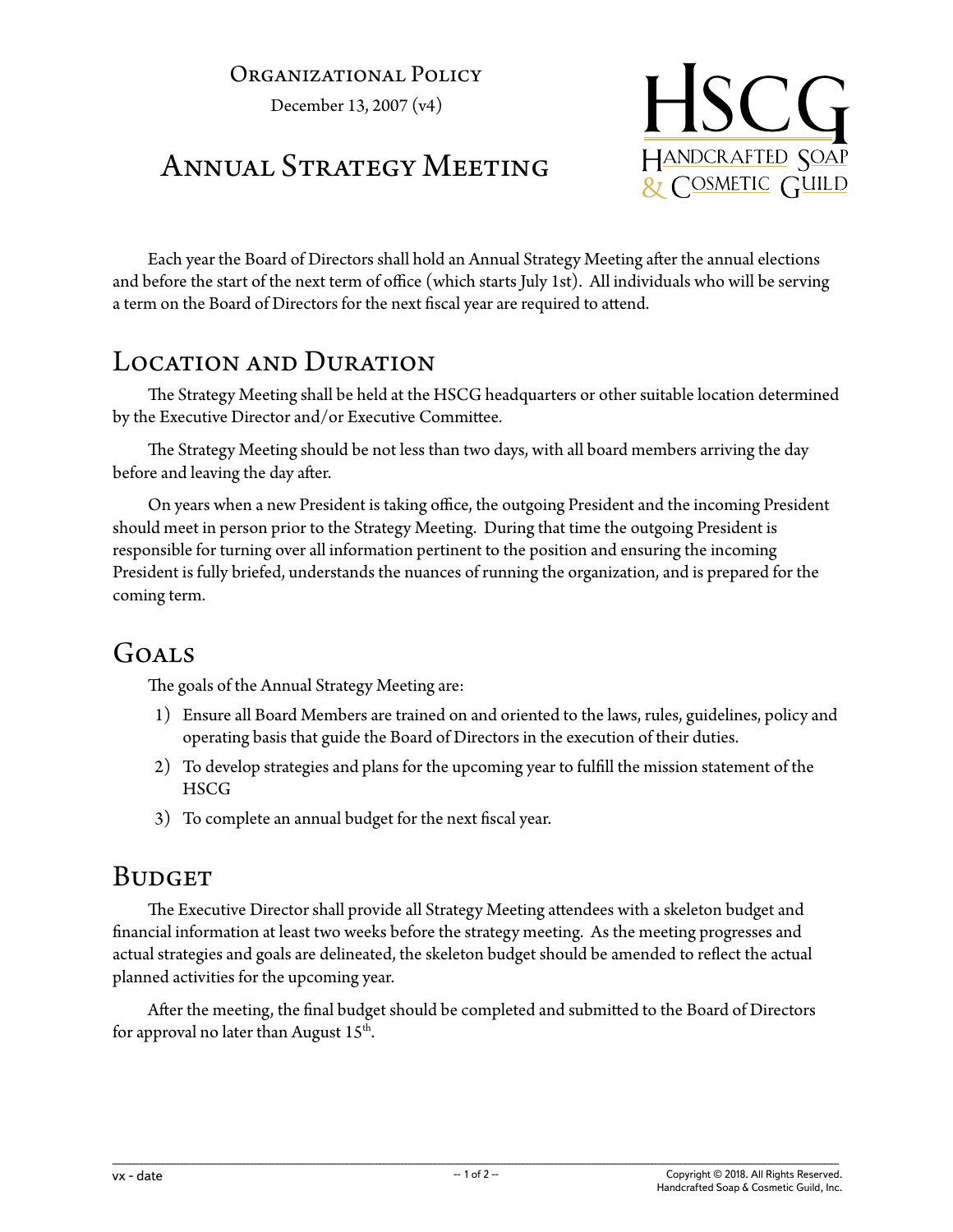Organizational Policy

December 13, 2007 (v4)

# Annual Strategy Meeting

Each year the Board of Directors shall hold an Annual Strategy Meeting after the annual elections and before the start of the next term of office (which starts July 1st). All individuals who will be serving a term on the Board of Directors for the next fiscal year are required to attend.

## Location and Duration

The Strategy Meeting shall be held at the HSCG headquarters or other suitable location determined by the Executive Director and/or Executive Committee.

The Strategy Meeting should be not less than two days, with all board members arriving the day before and leaving the day after.

On years when a new President is taking office, the outgoing President and the incoming President should meet in person prior to the Strategy Meeting. During that time the outgoing President is responsible for turning over all information pertinent to the position and ensuring the incoming President is fully briefed, understands the nuances of running the organization, and is prepared for the coming term.

## Goals

The goals of the Annual Strategy Meeting are:

1) Ensure all Board Members are trained on and oriented to the laws, rules, guidelines, policy and operating basis that guide the Board of Directors in the execution of their duties.
2) To develop strategies and plans for the upcoming year to fulfill the mission statement of the HSCG
3) To complete an annual budget for the next fiscal year.

## Budget

The Executive Director shall provide all Strategy Meeting attendees with a skeleton budget and financial information at least two weeks before the strategy meeting. As the meeting progresses and actual strategies and goals are delineated, the skeleton budget should be amended to reflect the actual planned activities for the upcoming year.

After the meeting, the final budget should be completed and submitted to the Board of Directors for approval no later than August 15th.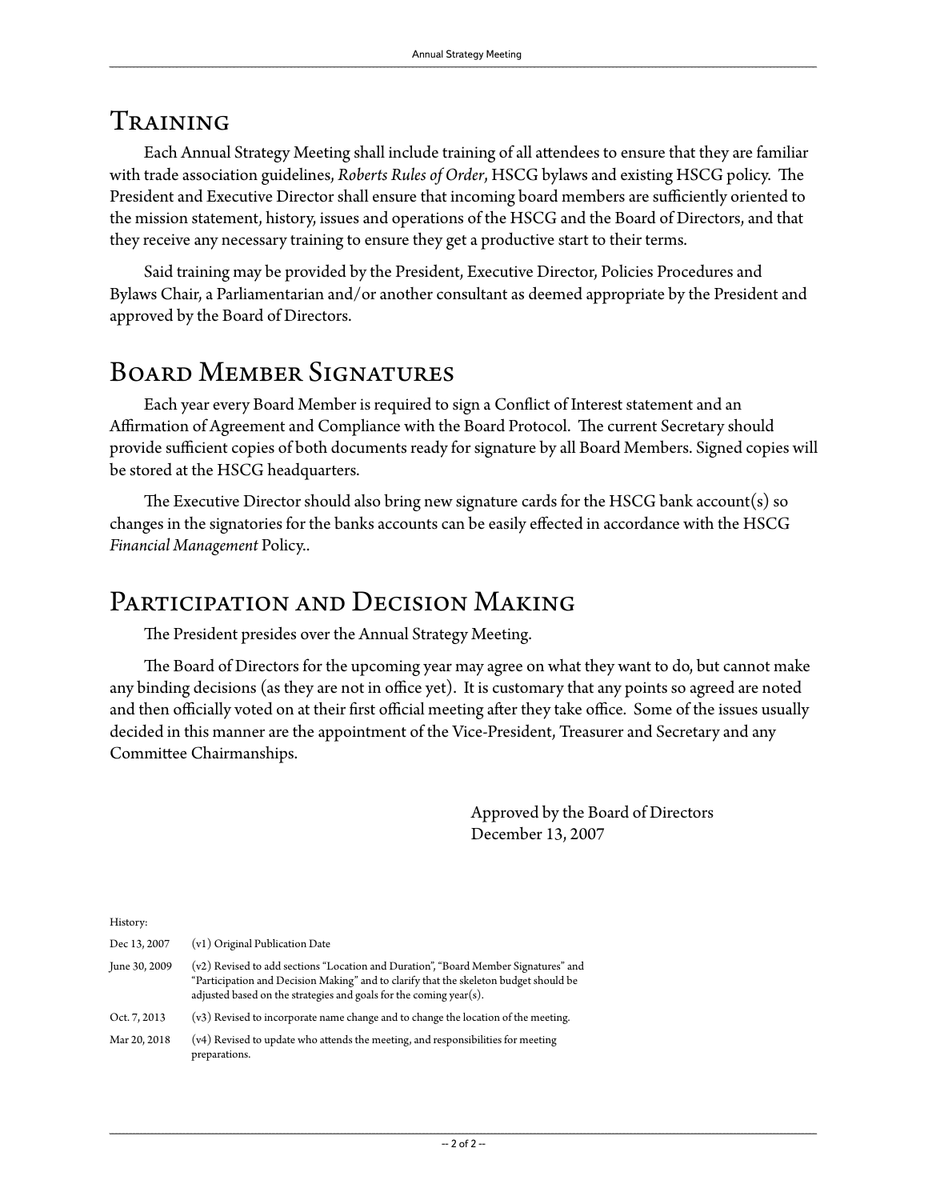## Training

Each Annual Strategy Meeting shall include training of all attendees to ensure that they are familiar with trade association guidelines, *Roberts Rules of Order*, HSCG bylaws and existing HSCG policy. The President and Executive Director shall ensure that incoming board members are sufficiently oriented to the mission statement, history, issues and operations of the HSCG and the Board of Directors, and that they receive any necessary training to ensure they get a productive start to their terms.

Said training may be provided by the President, Executive Director, Policies Procedures and Bylaws Chair, a Parliamentarian and/or another consultant as deemed appropriate by the President and approved by the Board of Directors.

## Board Member Signatures

Each year every Board Member is required to sign a Conflict of Interest statement and an Affirmation of Agreement and Compliance with the Board Protocol. The current Secretary should provide sufficient copies of both documents ready for signature by all Board Members. Signed copies will be stored at the HSCG headquarters.

The Executive Director should also bring new signature cards for the HSCG bank account(s) so changes in the signatories for the banks accounts can be easily effected in accordance with the HSCG *Financial Management* Policy..

## Participation and Decision Making

The President presides over the Annual Strategy Meeting.

The Board of Directors for the upcoming year may agree on what they want to do, but cannot make any binding decisions (as they are not in office yet). It is customary that any points so agreed are noted and then officially voted on at their first official meeting after they take office. Some of the issues usually decided in this manner are the appointment of the Vice-President, Treasurer and Secretary and any Committee Chairmanships.

Approved by the Board of Directors
December 13, 2007

History:

| | |
|---|---|
| Dec 13, 2007 | (v1) Original Publication Date |
| June 30, 2009 | (v2) Revised to add sections "Location and Duration", "Board Member Signatures" and "Participation and Decision Making" and to clarify that the skeleton budget should be adjusted based on the strategies and goals for the coming year(s). |
| Oct. 7, 2013 | (v3) Revised to incorporate name change and to change the location of the meeting. |
| Mar 20, 2018 | (v4) Revised to update who attends the meeting, and responsibilities for meeting preparations. |